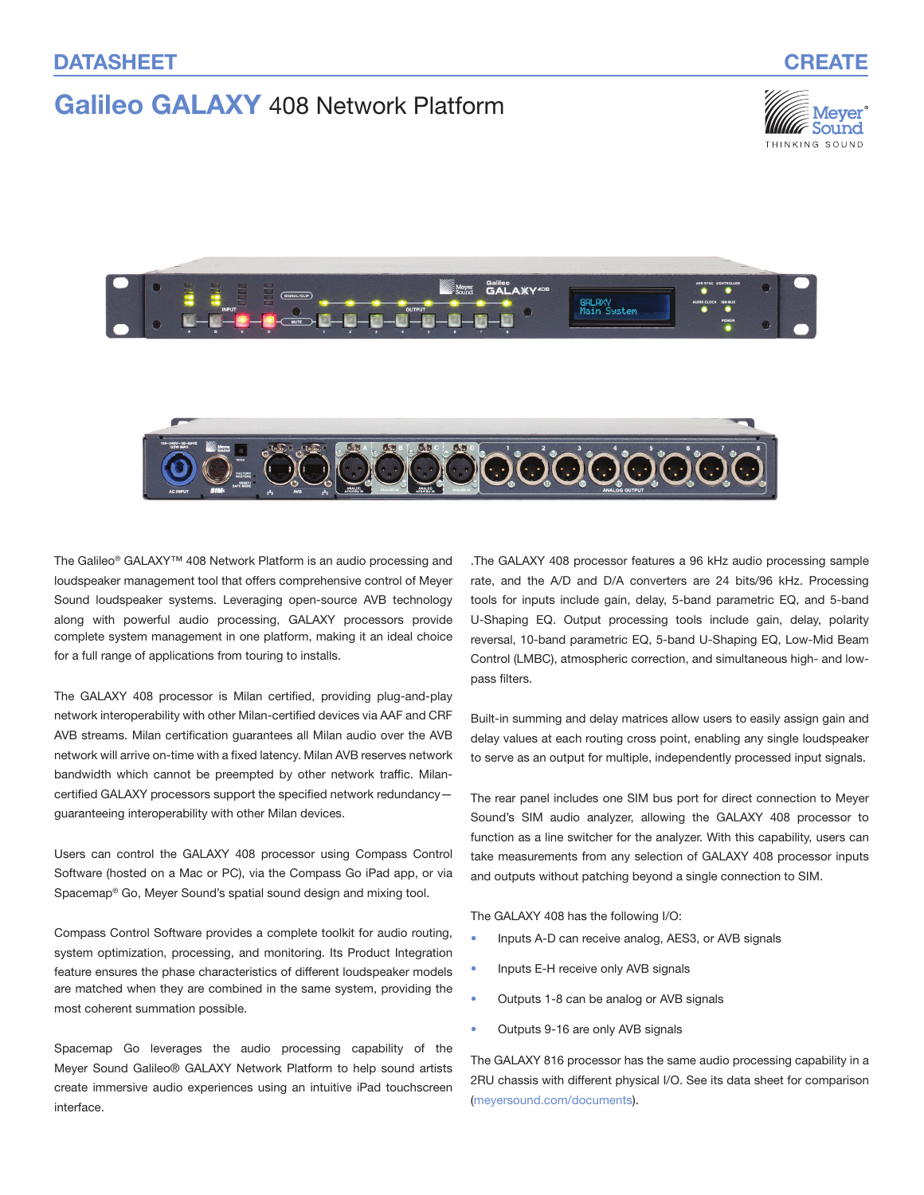DATASHEET

CREATE

# Galileo GALAXY 408 Network Platform

The Galileo® GALAXY™ 408 Network Platform is an audio processing and loudspeaker management tool that offers comprehensive control of Meyer Sound loudspeaker systems. Leveraging open-source AVB technology along with powerful audio processing, GALAXY processors provide complete system management in one platform, making it an ideal choice for a full range of applications from touring to installs.

The GALAXY 408 processor is Milan certified, providing plug-and-play network interoperability with other Milan-certified devices via AAF and CRF AVB streams. Milan certification guarantees all Milan audio over the AVB network will arrive on-time with a fixed latency. Milan AVB reserves network bandwidth which cannot be preempted by other network traffic. Milan-certified GALAXY processors support the specified network redundancy—guaranteeing interoperability with other Milan devices.

Users can control the GALAXY 408 processor using Compass Control Software (hosted on a Mac or PC), via the Compass Go iPad app, or via Spacemap® Go, Meyer Sound's spatial sound design and mixing tool.

Compass Control Software provides a complete toolkit for audio routing, system optimization, processing, and monitoring. Its Product Integration feature ensures the phase characteristics of different loudspeaker models are matched when they are combined in the same system, providing the most coherent summation possible.

Spacemap Go leverages the audio processing capability of the Meyer Sound Galileo® GALAXY Network Platform to help sound artists create immersive audio experiences using an intuitive iPad touchscreen interface.

.The GALAXY 408 processor features a 96 kHz audio processing sample rate, and the A/D and D/A converters are 24 bits/96 kHz. Processing tools for inputs include gain, delay, 5-band parametric EQ, and 5-band U-Shaping EQ. Output processing tools include gain, delay, polarity reversal, 10-band parametric EQ, 5-band U-Shaping EQ, Low-Mid Beam Control (LMBC), atmospheric correction, and simultaneous high- and low-pass filters.

Built-in summing and delay matrices allow users to easily assign gain and delay values at each routing cross point, enabling any single loudspeaker to serve as an output for multiple, independently processed input signals.

The rear panel includes one SIM bus port for direct connection to Meyer Sound's SIM audio analyzer, allowing the GALAXY 408 processor to function as a line switcher for the analyzer. With this capability, users can take measurements from any selection of GALAXY 408 processor inputs and outputs without patching beyond a single connection to SIM.

The GALAXY 408 has the following I/O:

- Inputs A-D can receive analog, AES3, or AVB signals
- Inputs E-H receive only AVB signals
- Outputs 1-8 can be analog or AVB signals
- Outputs 9-16 are only AVB signals

The GALAXY 816 processor has the same audio processing capability in a 2RU chassis with different physical I/O. See its data sheet for comparison (meyersound.com/documents).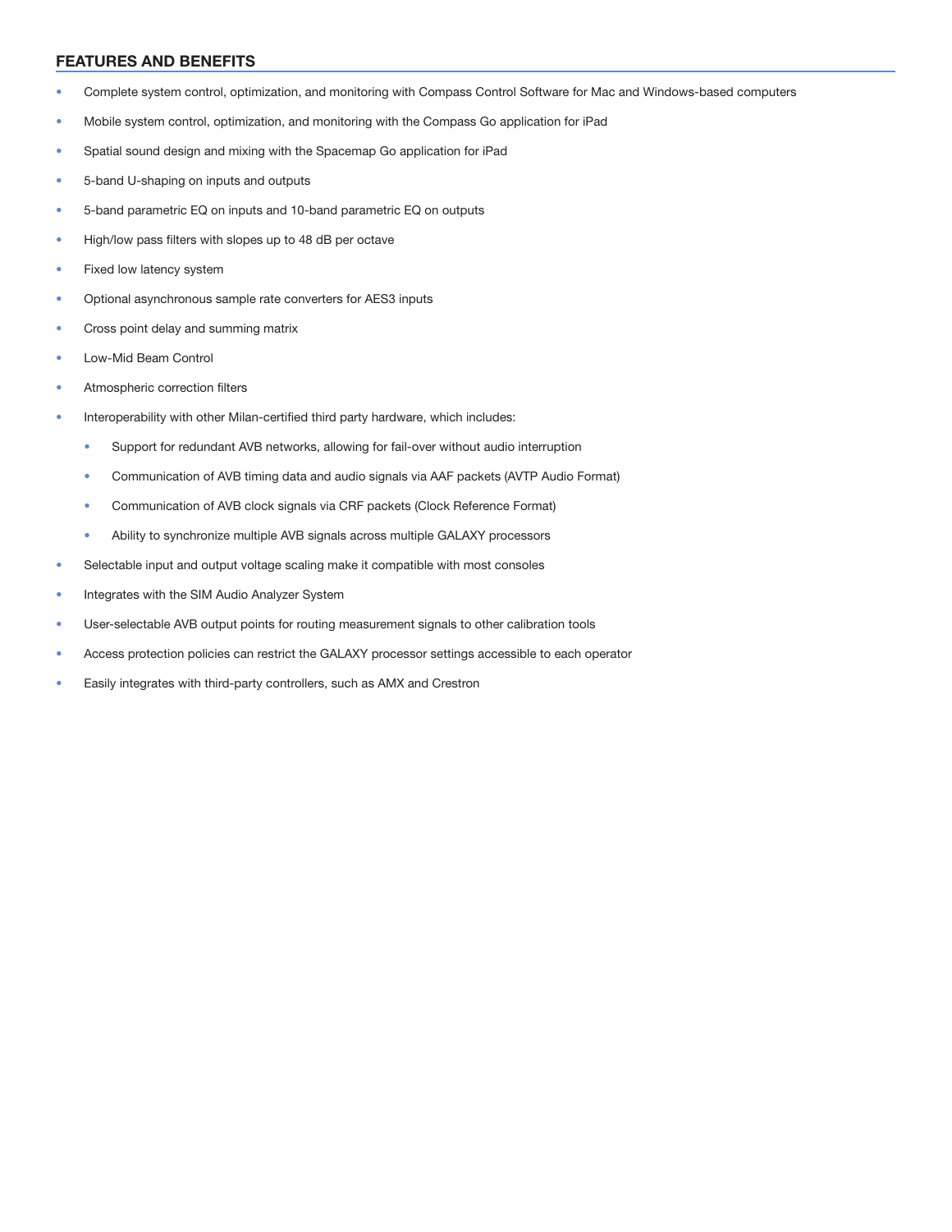## FEATURES AND BENEFITS

- Complete system control, optimization, and monitoring with Compass Control Software for Mac and Windows-based computers
- Mobile system control, optimization, and monitoring with the Compass Go application for iPad
- Spatial sound design and mixing with the Spacemap Go application for iPad
- 5-band U-shaping on inputs and outputs
- 5-band parametric EQ on inputs and 10-band parametric EQ on outputs
- High/low pass filters with slopes up to 48 dB per octave
- Fixed low latency system
- Optional asynchronous sample rate converters for AES3 inputs
- Cross point delay and summing matrix
- Low-Mid Beam Control
- Atmospheric correction filters
- Interoperability with other Milan-certified third party hardware, which includes:
    - Support for redundant AVB networks, allowing for fail-over without audio interruption
    - Communication of AVB timing data and audio signals via AAF packets (AVTP Audio Format)
    - Communication of AVB clock signals via CRF packets (Clock Reference Format)
    - Ability to synchronize multiple AVB signals across multiple GALAXY processors
- Selectable input and output voltage scaling make it compatible with most consoles
- Integrates with the SIM Audio Analyzer System
- User-selectable AVB output points for routing measurement signals to other calibration tools
- Access protection policies can restrict the GALAXY processor settings accessible to each operator
- Easily integrates with third-party controllers, such as AMX and Crestron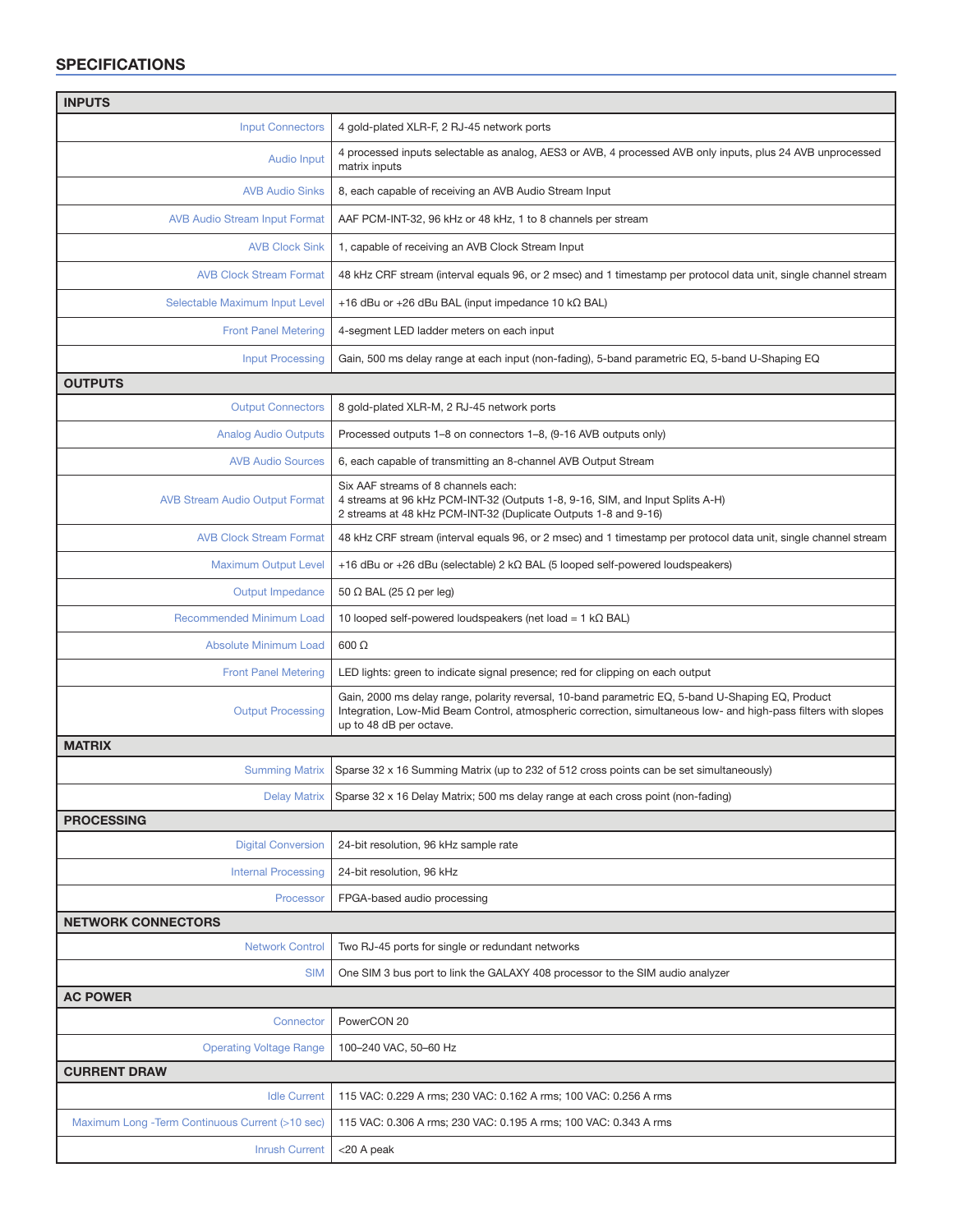## SPECIFICATIONS

| **INPUTS** | |
|---|---|
| Input Connectors | 4 gold-plated XLR-F, 2 RJ-45 network ports |
| Audio Input | 4 processed inputs selectable as analog, AES3 or AVB, 4 processed AVB only inputs, plus 24 AVB unprocessed matrix inputs |
| AVB Audio Sinks | 8, each capable of receiving an AVB Audio Stream Input |
| AVB Audio Stream Input Format | AAF PCM-INT-32, 96 kHz or 48 kHz, 1 to 8 channels per stream |
| AVB Clock Sink | 1, capable of receiving an AVB Clock Stream Input |
| AVB Clock Stream Format | 48 kHz CRF stream (interval equals 96, or 2 msec) and 1 timestamp per protocol data unit, single channel stream |
| Selectable Maximum Input Level | +16 dBu or +26 dBu BAL (input impedance 10 kΩ BAL) |
| Front Panel Metering | 4-segment LED ladder meters on each input |
| Input Processing | Gain, 500 ms delay range at each input (non-fading), 5-band parametric EQ, 5-band U-Shaping EQ |
| **OUTPUTS** | |
| Output Connectors | 8 gold-plated XLR-M, 2 RJ-45 network ports |
| Analog Audio Outputs | Processed outputs 1–8 on connectors 1–8, (9-16 AVB outputs only) |
| AVB Audio Sources | 6, each capable of transmitting an 8-channel AVB Output Stream |
| AVB Stream Audio Output Format | Six AAF streams of 8 channels each:<br>4 streams at 96 kHz PCM-INT-32 (Outputs 1-8, 9-16, SIM, and Input Splits A-H)<br>2 streams at 48 kHz PCM-INT-32 (Duplicate Outputs 1-8 and 9-16) |
| AVB Clock Stream Format | 48 kHz CRF stream (interval equals 96, or 2 msec) and 1 timestamp per protocol data unit, single channel stream |
| Maximum Output Level | +16 dBu or +26 dBu (selectable) 2 kΩ BAL (5 looped self-powered loudspeakers) |
| Output Impedance | 50 Ω BAL (25 Ω per leg) |
| Recommended Minimum Load | 10 looped self-powered loudspeakers (net load = 1 kΩ BAL) |
| Absolute Minimum Load | 600 Ω |
| Front Panel Metering | LED lights: green to indicate signal presence; red for clipping on each output |
| Output Processing | Gain, 2000 ms delay range, polarity reversal, 10-band parametric EQ, 5-band U-Shaping EQ, Product Integration, Low-Mid Beam Control, atmospheric correction, simultaneous low- and high-pass filters with slopes up to 48 dB per octave. |
| **MATRIX** | |
| Summing Matrix | Sparse 32 x 16 Summing Matrix (up to 232 of 512 cross points can be set simultaneously) |
| Delay Matrix | Sparse 32 x 16 Delay Matrix; 500 ms delay range at each cross point (non-fading) |
| **PROCESSING** | |
| Digital Conversion | 24-bit resolution, 96 kHz sample rate |
| Internal Processing | 24-bit resolution, 96 kHz |
| Processor | FPGA-based audio processing |
| **NETWORK CONNECTORS** | |
| Network Control | Two RJ-45 ports for single or redundant networks |
| SIM | One SIM 3 bus port to link the GALAXY 408 processor to the SIM audio analyzer |
| **AC POWER** | |
| Connector | PowerCON 20 |
| Operating Voltage Range | 100–240 VAC, 50–60 Hz |
| **CURRENT DRAW** | |
| Idle Current | 115 VAC: 0.229 A rms; 230 VAC: 0.162 A rms; 100 VAC: 0.256 A rms |
| Maximum Long -Term Continuous Current (>10 sec) | 115 VAC: 0.306 A rms; 230 VAC: 0.195 A rms; 100 VAC: 0.343 A rms |
| Inrush Current | <20 A peak |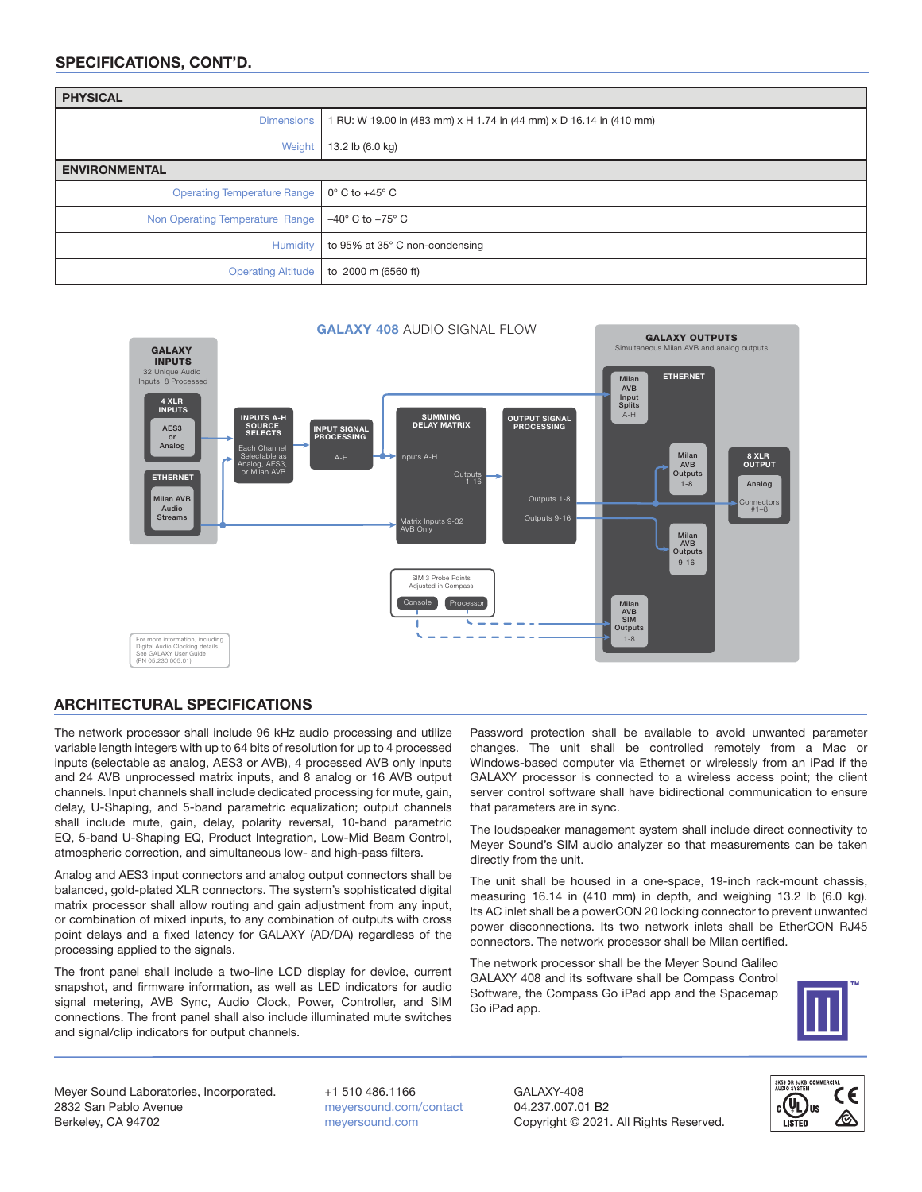## SPECIFICATIONS, CONT'D.

| | |
|---|---|
| **PHYSICAL** | |
| Dimensions | 1 RU: W 19.00 in (483 mm) x H 1.74 in (44 mm) x D 16.14 in (410 mm) |
| Weight | 13.2 lb (6.0 kg) |
| **ENVIRONMENTAL** | |
| Operating Temperature Range | 0° C to +45° C |
| Non Operating Temperature Range | –40° C to +75° C |
| Humidity | to 95% at 35° C non-condensing |
| Operating Altitude | to 2000 m (6560 ft) |

**GALAXY 408** AUDIO SIGNAL FLOW

GALAXY INPUTS
32 Unique Audio Inputs, 8 Processed

4 XLR INPUTS
AES3 or Analog

ETHERNET
Milan AVB Audio Streams

INPUTS A-H SOURCE SELECTS
Each Channel Selectable as Analog, AES3, or Milan AVB

INPUT SIGNAL PROCESSING
A-H

SUMMING DELAY MATRIX
Inputs A-H
Outputs 1-16
Matrix Inputs 9-32 AVB Only

OUTPUT SIGNAL PROCESSING
Outputs 1-8
Outputs 9-16

GALAXY OUTPUTS
Simultaneous Milan AVB and analog outputs

Milan AVB Input Splits A-H

ETHERNET

Milan AVB Outputs 1-8

Milan AVB Outputs 9-16

8 XLR OUTPUT
Analog
Connectors #1-8

Milan AVB SIM Outputs 1-8

SIM 3 Probe Points Adjusted in Compass
Console
Processor

For more information, including Digital Audio Clocking details, See GALAXY User Guide (PN 05.230.005.01)

## ARCHITECTURAL SPECIFICATIONS

The network processor shall include 96 kHz audio processing and utilize variable length integers with up to 64 bits of resolution for up to 4 processed inputs (selectable as analog, AES3 or AVB), 4 processed AVB only inputs and 24 AVB unprocessed matrix inputs, and 8 analog or 16 AVB output channels. Input channels shall include dedicated processing for mute, gain, delay, U-Shaping, and 5-band parametric equalization; output channels shall include mute, gain, delay, polarity reversal, 10-band parametric EQ, 5-band U-Shaping EQ, Product Integration, Low-Mid Beam Control, atmospheric correction, and simultaneous low- and high-pass filters.

Analog and AES3 input connectors and analog output connectors shall be balanced, gold-plated XLR connectors. The system's sophisticated digital matrix processor shall allow routing and gain adjustment from any input, or combination of mixed inputs, to any combination of outputs with cross point delays and a fixed latency for GALAXY (AD/DA) regardless of the processing applied to the signals.

The front panel shall include a two-line LCD display for device, current snapshot, and firmware information, as well as LED indicators for audio signal metering, AVB Sync, Audio Clock, Power, Controller, and SIM connections. The front panel shall also include illuminated mute switches and signal/clip indicators for output channels.

Password protection shall be available to avoid unwanted parameter changes. The unit shall be controlled remotely from a Mac or Windows-based computer via Ethernet or wirelessly from an iPad if the GALAXY processor is connected to a wireless access point; the client server control software shall have bidirectional communication to ensure that parameters are in sync.

The loudspeaker management system shall include direct connectivity to Meyer Sound's SIM audio analyzer so that measurements can be taken directly from the unit.

The unit shall be housed in a one-space, 19-inch rack-mount chassis, measuring 16.14 in (410 mm) in depth, and weighing 13.2 lb (6.0 kg). Its AC inlet shall be a powerCON 20 locking connector to prevent unwanted power disconnections. Its two network inlets shall be EtherCON RJ45 connectors. The network processor shall be Milan certified.

The network processor shall be the Meyer Sound Galileo GALAXY 408 and its software shall be Compass Control Software, the Compass Go iPad app and the Spacemap Go iPad app.

Meyer Sound Laboratories, Incorporated.
2832 San Pablo Avenue
Berkeley, CA 94702

+1 510 486.1166
meyersound.com/contact
meyersound.com

GALAXY-408
04.237.007.01 B2
Copyright © 2021. All Rights Reserved.